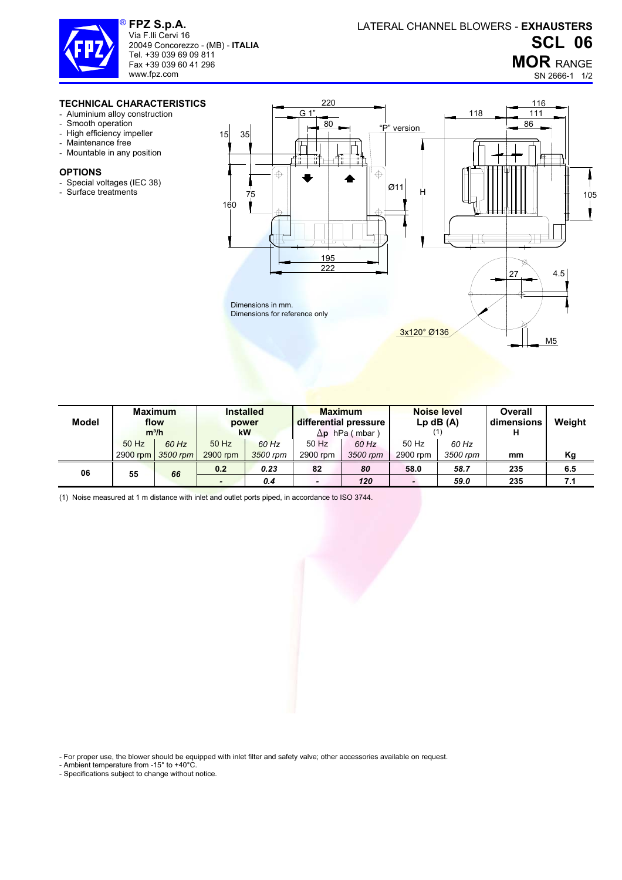**FPZ S.p.A.**
Via F.lli Cervi 16
20049 Concorezzo - (MB) - **ITALIA**
Tel. +39 039 69 09 811
Fax +39 039 60 41 296
www.fpz.com

LATERAL CHANNEL BLOWERS - **EXHAUSTERS**

# SCL 06

## MOR RANGE

SN 2666-1

### TECHNICAL CHARACTERISTICS

- Aluminium alloy construction
- Smooth operation
- High efficiency impeller
- Maintenance free
- Mountable in any position

### OPTIONS

- Special voltages (IEC 38)
- Surface treatments

Dimensions in mm.
Dimensions for reference only

| Model | Maximum flow m³/h | | Installed power kW | | Maximum differential pressure Δp hPa ( mbar ) | | Noise level Lp dB (A) (1) | | Overall dimensions H | Weight |
|---|---|---|---|---|---|---|---|---|---|---|
| | 50 Hz 2900 rpm | *60 Hz 3500 rpm* | 50 Hz 2900 rpm | *60 Hz 3500 rpm* | 50 Hz 2900 rpm | *60 Hz 3500 rpm* | 50 Hz 2900 rpm | *60 Hz 3500 rpm* | mm | Kg |
| **06** | **55** | ***66*** | **0.2** | ***0.23*** | **82** | ***80*** | **58.0** | ***58.7*** | **235** | **6.5** |
| | | | **-** | ***0.4*** | **-** | ***120*** | **-** | ***59.0*** | **235** | **7.1** |

(1) Noise measured at 1 m distance with inlet and outlet ports piped, in accordance to ISO 3744.

- For proper use, the blower should be equipped with inlet filter and safety valve; other accessories available on request.
- Ambient temperature from -15° to +40°C.
- Specifications subject to change without notice.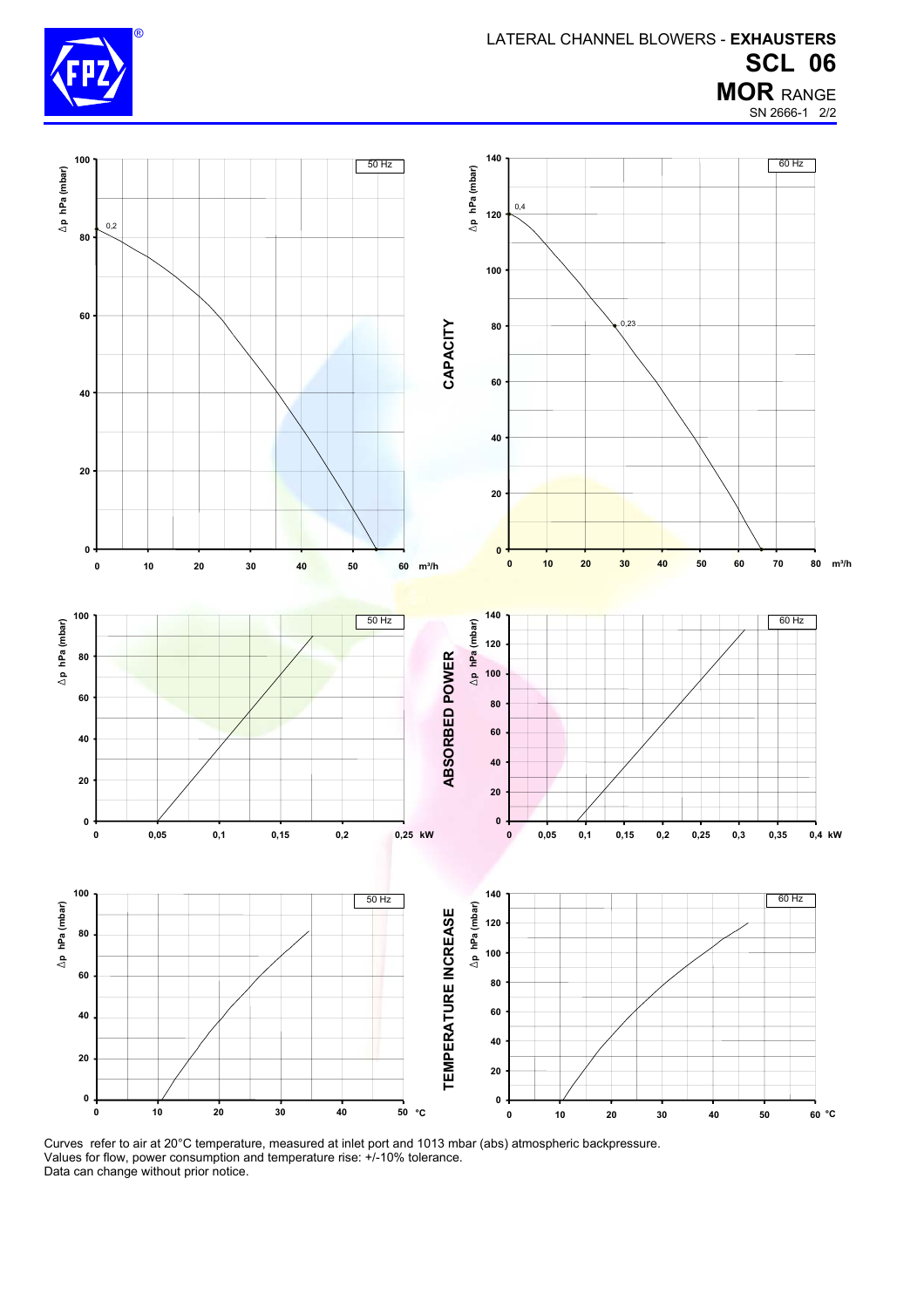LATERAL CHANNEL BLOWERS - **EXHAUSTERS**

# SCL 06

## MOR RANGE

SN 2666-1 2/2

**CAPACITY**

50 Hz

Δp hPa (mbar)

100
80
60
40
20
0

0,2

0 10 20 30 40 50 60 m³/h

60 Hz

Δp hPa (mbar)

140
120
100
80
60
40
20
0

0,4

0,23

0 10 20 30 40 50 60 70 80 m³/h

**ABSORBED POWER**

50 Hz

Δp hPa (mbar)

100
80
60
40
20
0

0 0,05 0,1 0,15 0,2 0,25 kW

60 Hz

Δp hPa (mbar)

140
120
100
80
60
40
20
0

0 0,05 0,1 0,15 0,2 0,25 0,3 0,35 0,4 kW

**TEMPERATURE INCREASE**

50 Hz

Δp hPa (mbar)

100
80
60
40
20
0

0 10 20 30 40 50 °C

60 Hz

Δp hPa (mbar)

140
120
100
80
60
40
20
0

0 10 20 30 40 50 60 °C

Curves refer to air at 20°C temperature, measured at inlet port and 1013 mbar (abs) atmospheric backpressure.
Values for flow, power consumption and temperature rise: +/-10% tolerance.
Data can change without prior notice.